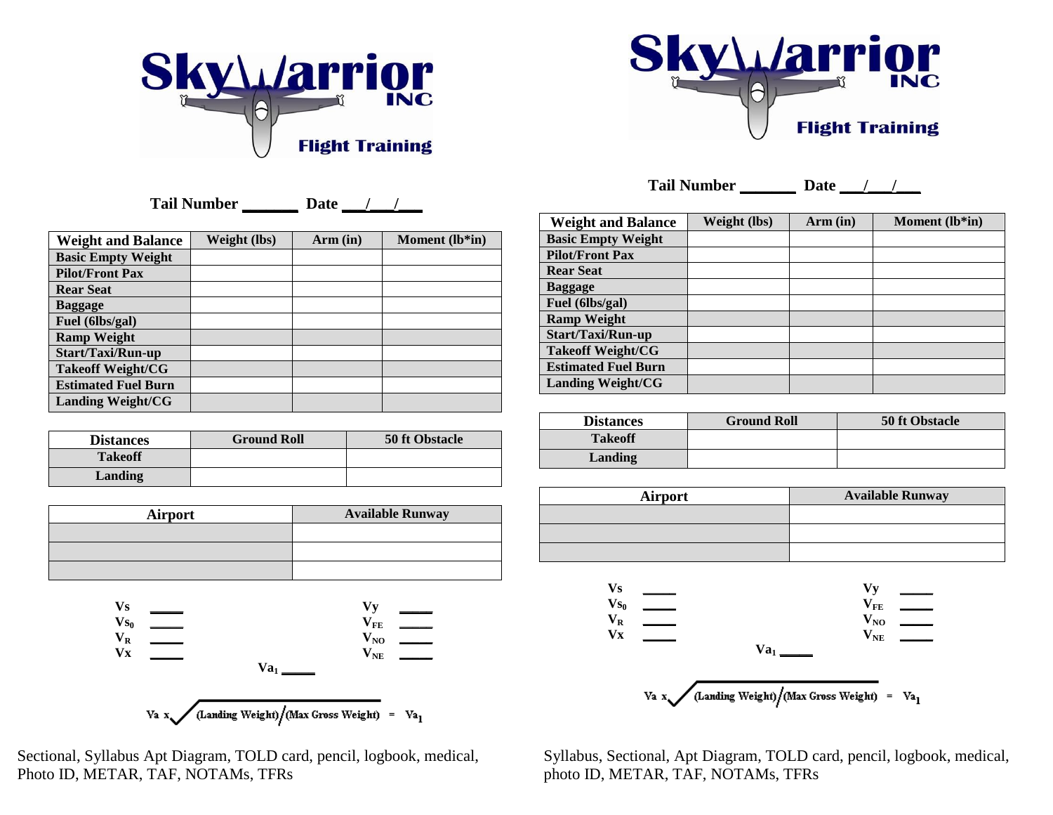# SkyWarrior INC Flight Training

**Tail Number _______ Date ___/___/___**

| Weight and Balance | Weight (lbs) | Arm (in) | Moment (lb*in) |
|---|---|---|---|
| **Basic Empty Weight** | | | |
| **Pilot/Front Pax** | | | |
| **Rear Seat** | | | |
| **Baggage** | | | |
| **Fuel (6lbs/gal)** | | | |
| **Ramp Weight** | | | |
| **Start/Taxi/Run-up** | | | |
| **Takeoff Weight/CG** | | | |
| **Estimated Fuel Burn** | | | |
| **Landing Weight/CG** | | | |

| Distances | Ground Roll | 50 ft Obstacle |
|---|---|---|
| **Takeoff** | | |
| **Landing** | | |

| Airport | Available Runway |
|---|---|
| | |
| | |
| | |

$V_S$ _____ $V_Y$ _____

$V_{S_0}$ _____ $V_{FE}$ _____

$V_R$ _____ $V_{NO}$ _____

$V_X$ _____ $V_{NE}$ _____

$V_{a_1}$ _____

$$V_a \times \sqrt{(\text{Landing Weight})/(\text{Max Gross Weight})} = V_{a_1}$$

Sectional, Syllabus Apt Diagram, TOLD card, pencil, logbook, medical, Photo ID, METAR, TAF, NOTAMs, TFRs

# SkyWarrior INC Flight Training

**Tail Number _______ Date ___/___/___**

| Weight and Balance | Weight (lbs) | Arm (in) | Moment (lb*in) |
|---|---|---|---|
| **Basic Empty Weight** | | | |
| **Pilot/Front Pax** | | | |
| **Rear Seat** | | | |
| **Baggage** | | | |
| **Fuel (6lbs/gal)** | | | |
| **Ramp Weight** | | | |
| **Start/Taxi/Run-up** | | | |
| **Takeoff Weight/CG** | | | |
| **Estimated Fuel Burn** | | | |
| **Landing Weight/CG** | | | |

| Distances | Ground Roll | 50 ft Obstacle |
|---|---|---|
| **Takeoff** | | |
| **Landing** | | |

| Airport | Available Runway |
|---|---|
| | |
| | |
| | |

$V_S$ _____ $V_Y$ _____

$V_{S_0}$ _____ $V_{FE}$ _____

$V_R$ _____ $V_{NO}$ _____

$V_X$ _____ $V_{NE}$ _____

$V_{a_1}$ _____

$$V_a \times \sqrt{(\text{Landing Weight})/(\text{Max Gross Weight})} = V_{a_1}$$

Syllabus, Sectional, Apt Diagram, TOLD card, pencil, logbook, medical, photo ID, METAR, TAF, NOTAMs, TFRs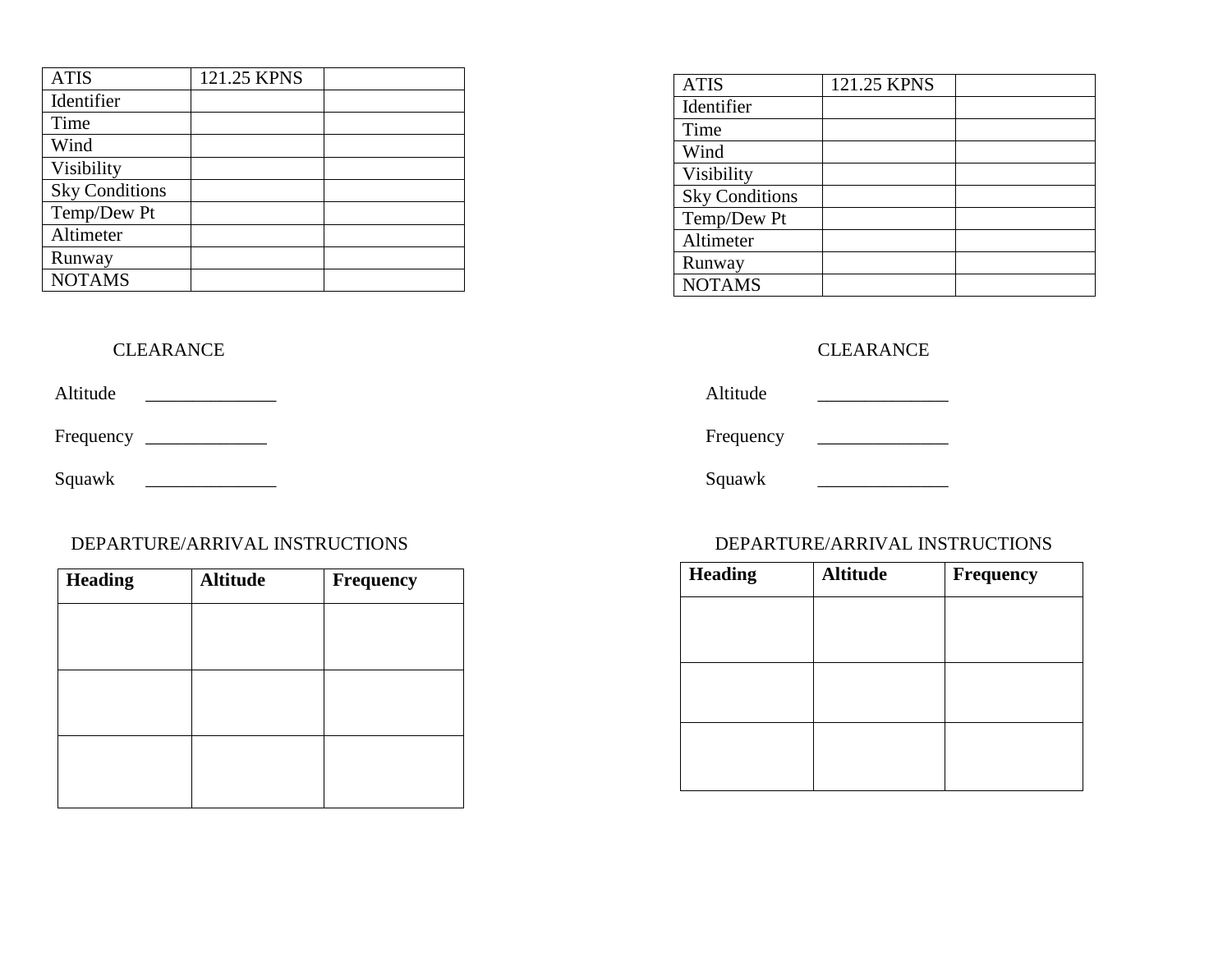| ATIS | 121.25 KPNS | |
| --- | --- | --- |
| Identifier | | |
| Time | | |
| Wind | | |
| Visibility | | |
| Sky Conditions | | |
| Temp/Dew Pt | | |
| Altimeter | | |
| Runway | | |
| NOTAMS | | |

CLEARANCE

Altitude ______________

Frequency _____________

Squawk ______________

DEPARTURE/ARRIVAL INSTRUCTIONS

| **Heading** | **Altitude** | **Frequency** |
| --- | --- | --- |
| | | |
| | | |
| | | |

| ATIS | 121.25 KPNS | |
| --- | --- | --- |
| Identifier | | |
| Time | | |
| Wind | | |
| Visibility | | |
| Sky Conditions | | |
| Temp/Dew Pt | | |
| Altimeter | | |
| Runway | | |
| NOTAMS | | |

CLEARANCE

Altitude ______________

Frequency ______________

Squawk ______________

DEPARTURE/ARRIVAL INSTRUCTIONS

| **Heading** | **Altitude** | **Frequency** |
| --- | --- | --- |
| | | |
| | | |
| | | |